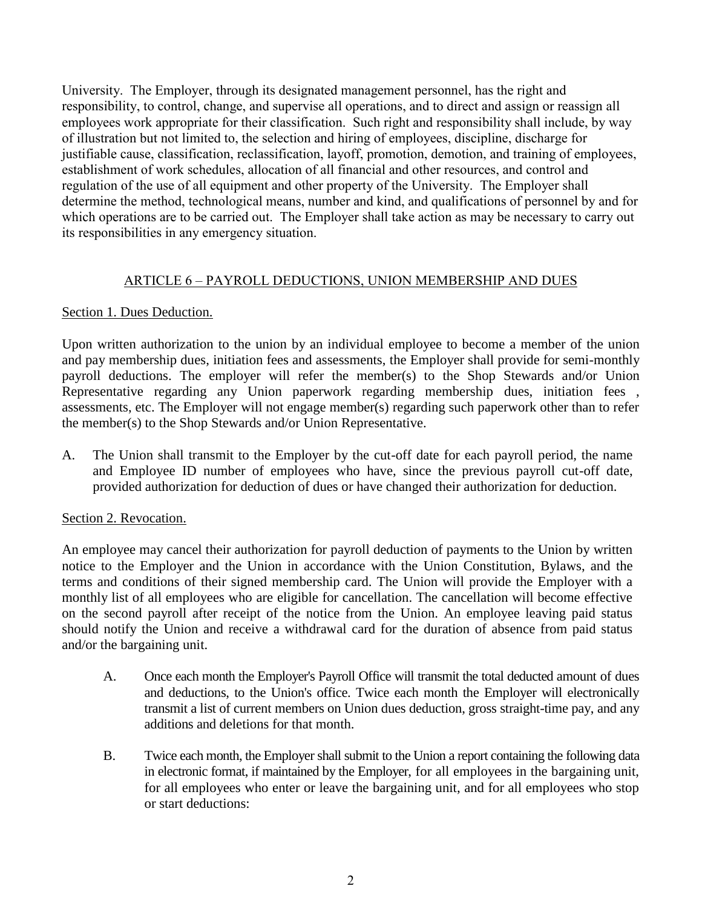University. The Employer, through its designated management personnel, has the right and responsibility, to control, change, and supervise all operations, and to direct and assign or reassign all employees work appropriate for their classification. Such right and responsibility shall include, by way of illustration but not limited to, the selection and hiring of employees, discipline, discharge for justifiable cause, classification, reclassification, layoff, promotion, demotion, and training of employees, establishment of work schedules, allocation of all financial and other resources, and control and regulation of the use of all equipment and other property of the University. The Employer shall determine the method, technological means, number and kind, and qualifications of personnel by and for which operations are to be carried out. The Employer shall take action as may be necessary to carry out its responsibilities in any emergency situation.

## ARTICLE 6 – PAYROLL DEDUCTIONS, UNION MEMBERSHIP AND DUES

### Section 1. Dues Deduction.

Upon written authorization to the union by an individual employee to become a member of the union and pay membership dues, initiation fees and assessments, the Employer shall provide for semi-monthly payroll deductions. The employer will refer the member(s) to the Shop Stewards and/or Union Representative regarding any Union paperwork regarding membership dues, initiation fees , assessments, etc. The Employer will not engage member(s) regarding such paperwork other than to refer the member(s) to the Shop Stewards and/or Union Representative.

A. The Union shall transmit to the Employer by the cut-off date for each payroll period, the name and Employee ID number of employees who have, since the previous payroll cut-off date, provided authorization for deduction of dues or have changed their authorization for deduction.

### Section 2. Revocation.

An employee may cancel their authorization for payroll deduction of payments to the Union by written notice to the Employer and the Union in accordance with the Union Constitution, Bylaws, and the terms and conditions of their signed membership card. The Union will provide the Employer with a monthly list of all employees who are eligible for cancellation. The cancellation will become effective on the second payroll after receipt of the notice from the Union. An employee leaving paid status should notify the Union and receive a withdrawal card for the duration of absence from paid status and/or the bargaining unit.

A. Once each month the Employer's Payroll Office will transmit the total deducted amount of dues and deductions, to the Union's office. Twice each month the Employer will electronically transmit a list of current members on Union dues deduction, gross straight-time pay, and any additions and deletions for that month.

B. Twice each month, the Employer shall submit to the Union a report containing the following data in electronic format, if maintained by the Employer, for all employees in the bargaining unit, for all employees who enter or leave the bargaining unit, and for all employees who stop or start deductions: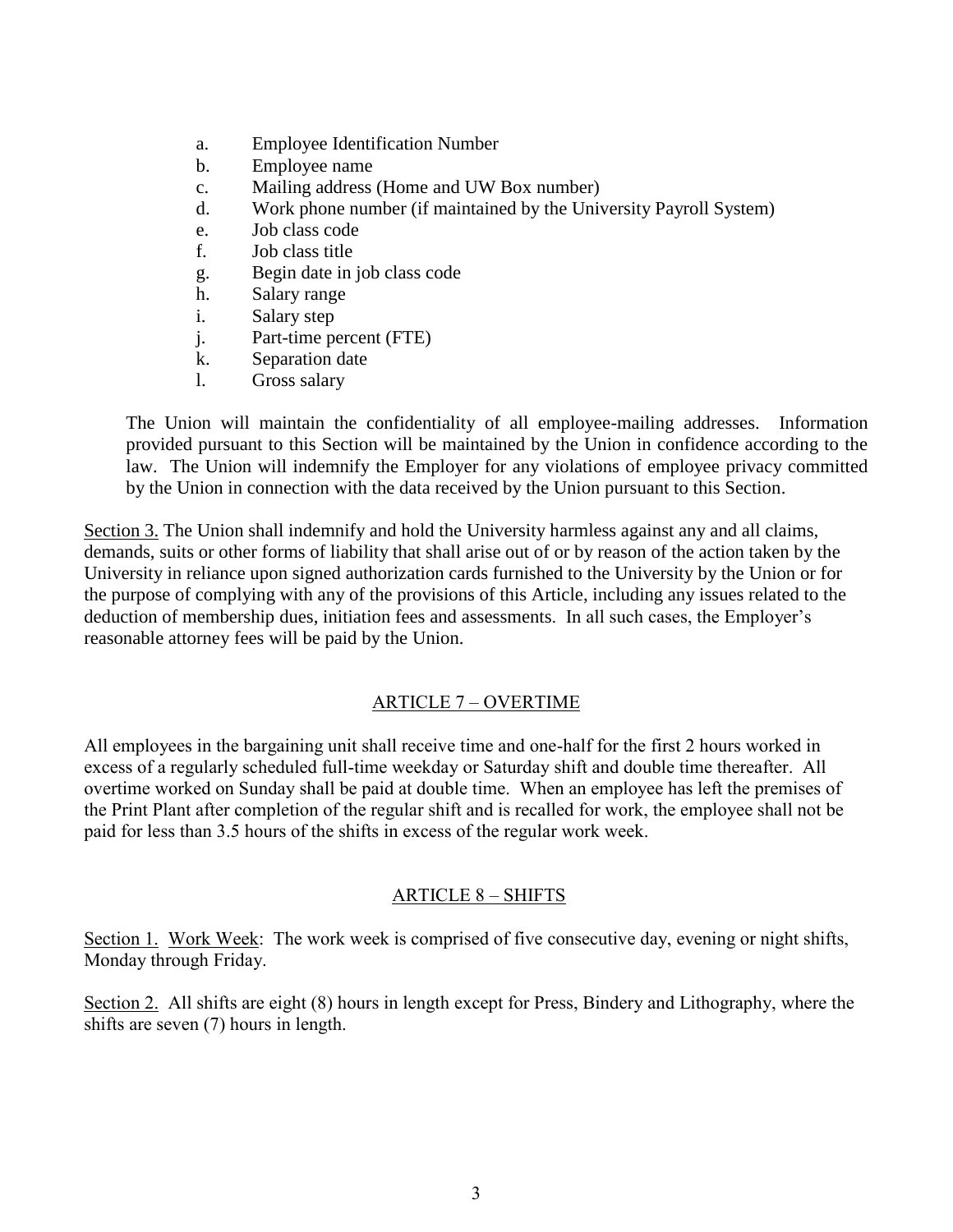a. Employee Identification Number
b. Employee name
c. Mailing address (Home and UW Box number)
d. Work phone number (if maintained by the University Payroll System)
e. Job class code
f. Job class title
g. Begin date in job class code
h. Salary range
i. Salary step
j. Part-time percent (FTE)
k. Separation date
l. Gross salary

The Union will maintain the confidentiality of all employee-mailing addresses. Information provided pursuant to this Section will be maintained by the Union in confidence according to the law. The Union will indemnify the Employer for any violations of employee privacy committed by the Union in connection with the data received by the Union pursuant to this Section.

Section 3. The Union shall indemnify and hold the University harmless against any and all claims, demands, suits or other forms of liability that shall arise out of or by reason of the action taken by the University in reliance upon signed authorization cards furnished to the University by the Union or for the purpose of complying with any of the provisions of this Article, including any issues related to the deduction of membership dues, initiation fees and assessments. In all such cases, the Employer's reasonable attorney fees will be paid by the Union.

## ARTICLE 7 – OVERTIME

All employees in the bargaining unit shall receive time and one-half for the first 2 hours worked in excess of a regularly scheduled full-time weekday or Saturday shift and double time thereafter. All overtime worked on Sunday shall be paid at double time. When an employee has left the premises of the Print Plant after completion of the regular shift and is recalled for work, the employee shall not be paid for less than 3.5 hours of the shifts in excess of the regular work week.

## ARTICLE 8 – SHIFTS

Section 1. Work Week: The work week is comprised of five consecutive day, evening or night shifts, Monday through Friday.

Section 2. All shifts are eight (8) hours in length except for Press, Bindery and Lithography, where the shifts are seven (7) hours in length.